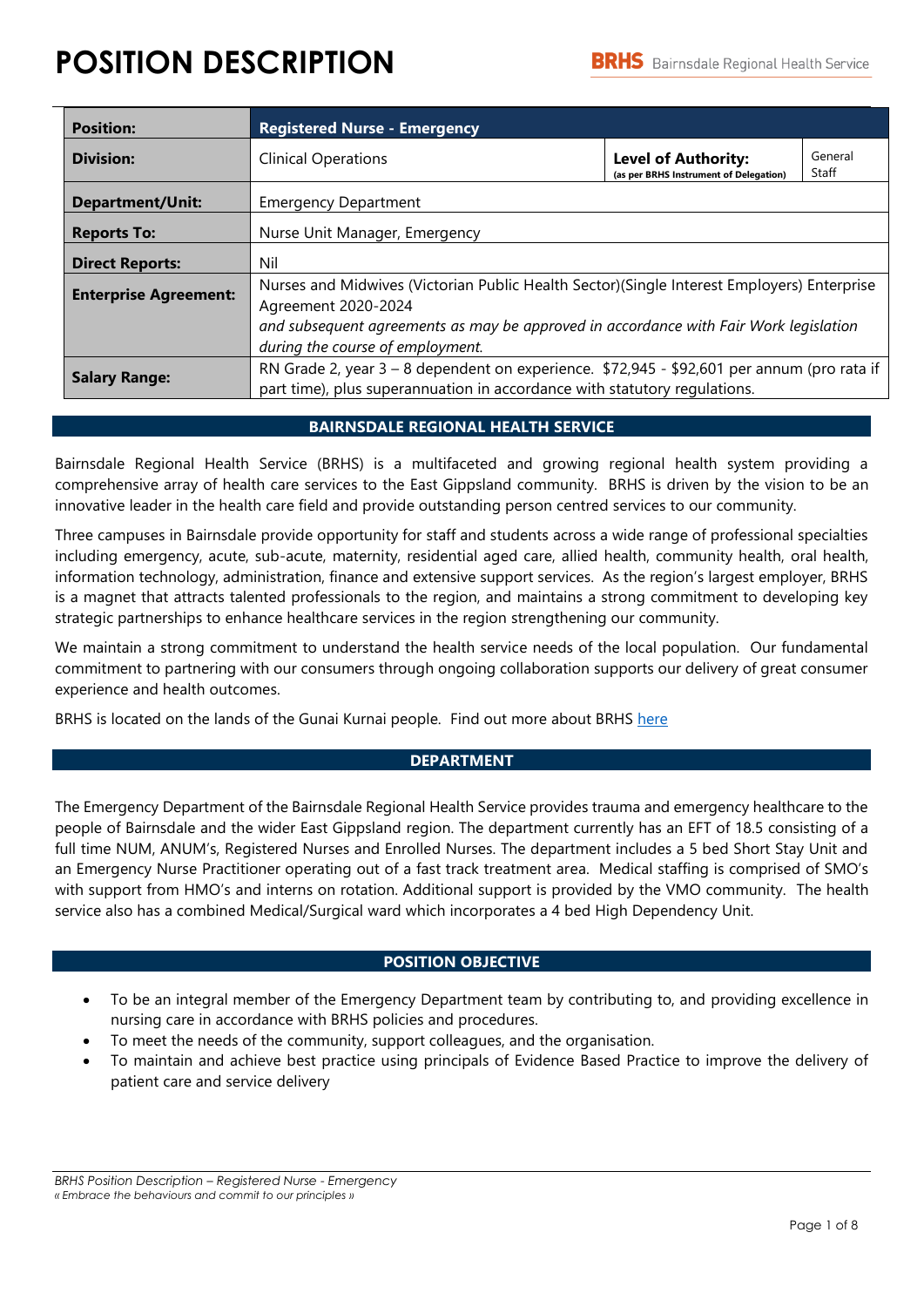# POSITION DESCRIPTION

| | | | |
|---|---|---|---|
| **Position:** | **Registered Nurse - Emergency** | | |
| **Division:** | Clinical Operations | **Level of Authority:** (as per BRHS Instrument of Delegation) | General Staff |
| **Department/Unit:** | Emergency Department | | |
| **Reports To:** | Nurse Unit Manager, Emergency | | |
| **Direct Reports:** | Nil | | |
| **Enterprise Agreement:** | Nurses and Midwives (Victorian Public Health Sector)(Single Interest Employers) Enterprise Agreement 2020-2024 *and subsequent agreements as may be approved in accordance with Fair Work legislation during the course of employment.* | | |
| **Salary Range:** | RN Grade 2, year 3 – 8 dependent on experience. $72,945 - $92,601 per annum (pro rata if part time), plus superannuation in accordance with statutory regulations. | | |

## BAIRNSDALE REGIONAL HEALTH SERVICE

Bairnsdale Regional Health Service (BRHS) is a multifaceted and growing regional health system providing a comprehensive array of health care services to the East Gippsland community. BRHS is driven by the vision to be an innovative leader in the health care field and provide outstanding person centred services to our community.

Three campuses in Bairnsdale provide opportunity for staff and students across a wide range of professional specialties including emergency, acute, sub-acute, maternity, residential aged care, allied health, community health, oral health, information technology, administration, finance and extensive support services. As the region's largest employer, BRHS is a magnet that attracts talented professionals to the region, and maintains a strong commitment to developing key strategic partnerships to enhance healthcare services in the region strengthening our community.

We maintain a strong commitment to understand the health service needs of the local population. Our fundamental commitment to partnering with our consumers through ongoing collaboration supports our delivery of great consumer experience and health outcomes.

BRHS is located on the lands of the Gunai Kurnai people. Find out more about BRHS here

## DEPARTMENT

The Emergency Department of the Bairnsdale Regional Health Service provides trauma and emergency healthcare to the people of Bairnsdale and the wider East Gippsland region. The department currently has an EFT of 18.5 consisting of a full time NUM, ANUM's, Registered Nurses and Enrolled Nurses. The department includes a 5 bed Short Stay Unit and an Emergency Nurse Practitioner operating out of a fast track treatment area. Medical staffing is comprised of SMO's with support from HMO's and interns on rotation. Additional support is provided by the VMO community. The health service also has a combined Medical/Surgical ward which incorporates a 4 bed High Dependency Unit.

## POSITION OBJECTIVE

- To be an integral member of the Emergency Department team by contributing to, and providing excellence in nursing care in accordance with BRHS policies and procedures.
- To meet the needs of the community, support colleagues, and the organisation.
- To maintain and achieve best practice using principals of Evidence Based Practice to improve the delivery of patient care and service delivery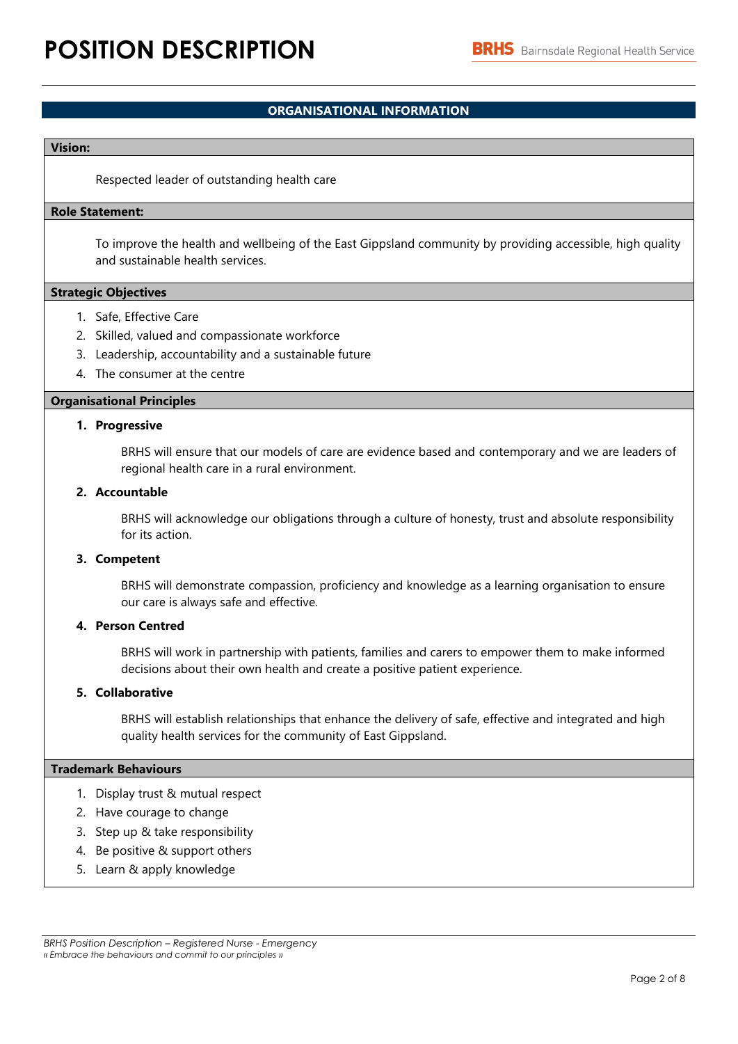## ORGANISATIONAL INFORMATION

### Vision:

Respected leader of outstanding health care

### Role Statement:

To improve the health and wellbeing of the East Gippsland community by providing accessible, high quality and sustainable health services.

### Strategic Objectives

1. Safe, Effective Care
2. Skilled, valued and compassionate workforce
3. Leadership, accountability and a sustainable future
4. The consumer at the centre

### Organisational Principles

1. **Progressive**

   BRHS will ensure that our models of care are evidence based and contemporary and we are leaders of regional health care in a rural environment.

2. **Accountable**

   BRHS will acknowledge our obligations through a culture of honesty, trust and absolute responsibility for its action.

3. **Competent**

   BRHS will demonstrate compassion, proficiency and knowledge as a learning organisation to ensure our care is always safe and effective.

4. **Person Centred**

   BRHS will work in partnership with patients, families and carers to empower them to make informed decisions about their own health and create a positive patient experience.

5. **Collaborative**

   BRHS will establish relationships that enhance the delivery of safe, effective and integrated and high quality health services for the community of East Gippsland.

### Trademark Behaviours

1. Display trust & mutual respect
2. Have courage to change
3. Step up & take responsibility
4. Be positive & support others
5. Learn & apply knowledge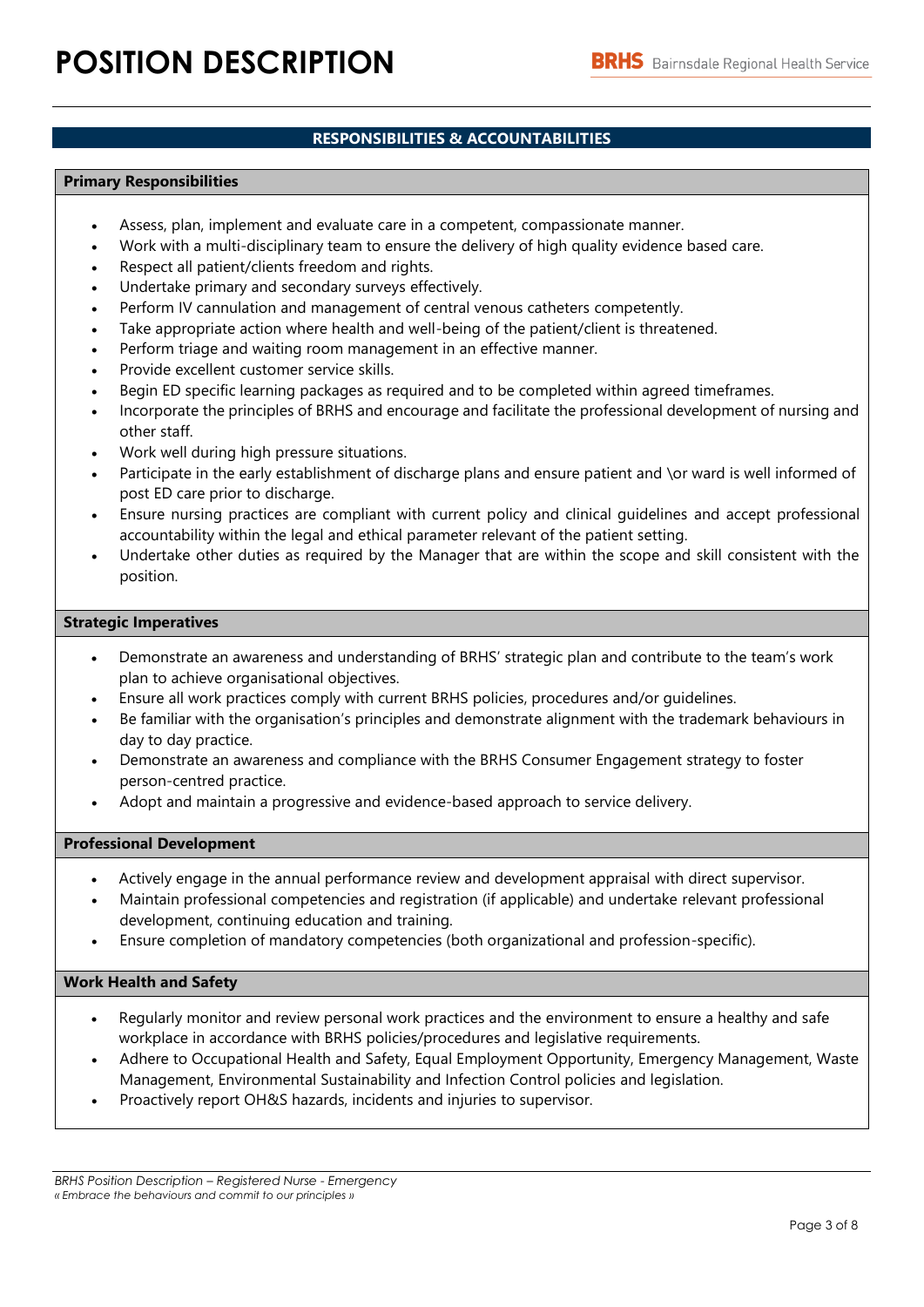## RESPONSIBILITIES & ACCOUNTABILITIES

### Primary Responsibilities

- Assess, plan, implement and evaluate care in a competent, compassionate manner.
- Work with a multi-disciplinary team to ensure the delivery of high quality evidence based care.
- Respect all patient/clients freedom and rights.
- Undertake primary and secondary surveys effectively.
- Perform IV cannulation and management of central venous catheters competently.
- Take appropriate action where health and well-being of the patient/client is threatened.
- Perform triage and waiting room management in an effective manner.
- Provide excellent customer service skills.
- Begin ED specific learning packages as required and to be completed within agreed timeframes.
- Incorporate the principles of BRHS and encourage and facilitate the professional development of nursing and other staff.
- Work well during high pressure situations.
- Participate in the early establishment of discharge plans and ensure patient and \or ward is well informed of post ED care prior to discharge.
- Ensure nursing practices are compliant with current policy and clinical guidelines and accept professional accountability within the legal and ethical parameter relevant of the patient setting.
- Undertake other duties as required by the Manager that are within the scope and skill consistent with the position.

### Strategic Imperatives

- Demonstrate an awareness and understanding of BRHS' strategic plan and contribute to the team's work plan to achieve organisational objectives.
- Ensure all work practices comply with current BRHS policies, procedures and/or guidelines.
- Be familiar with the organisation's principles and demonstrate alignment with the trademark behaviours in day to day practice.
- Demonstrate an awareness and compliance with the BRHS Consumer Engagement strategy to foster person-centred practice.
- Adopt and maintain a progressive and evidence-based approach to service delivery.

### Professional Development

- Actively engage in the annual performance review and development appraisal with direct supervisor.
- Maintain professional competencies and registration (if applicable) and undertake relevant professional development, continuing education and training.
- Ensure completion of mandatory competencies (both organizational and profession-specific).

### Work Health and Safety

- Regularly monitor and review personal work practices and the environment to ensure a healthy and safe workplace in accordance with BRHS policies/procedures and legislative requirements.
- Adhere to Occupational Health and Safety, Equal Employment Opportunity, Emergency Management, Waste Management, Environmental Sustainability and Infection Control policies and legislation.
- Proactively report OH&S hazards, incidents and injuries to supervisor.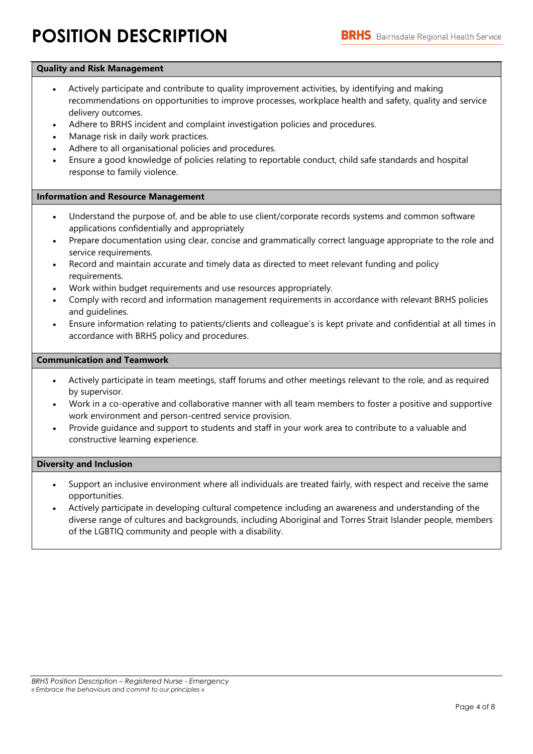### Quality and Risk Management

- Actively participate and contribute to quality improvement activities, by identifying and making recommendations on opportunities to improve processes, workplace health and safety, quality and service delivery outcomes.
- Adhere to BRHS incident and complaint investigation policies and procedures.
- Manage risk in daily work practices.
- Adhere to all organisational policies and procedures.
- Ensure a good knowledge of policies relating to reportable conduct, child safe standards and hospital response to family violence.

### Information and Resource Management

- Understand the purpose of, and be able to use client/corporate records systems and common software applications confidentially and appropriately
- Prepare documentation using clear, concise and grammatically correct language appropriate to the role and service requirements.
- Record and maintain accurate and timely data as directed to meet relevant funding and policy requirements.
- Work within budget requirements and use resources appropriately.
- Comply with record and information management requirements in accordance with relevant BRHS policies and guidelines.
- Ensure information relating to patients/clients and colleague's is kept private and confidential at all times in accordance with BRHS policy and procedures.

### Communication and Teamwork

- Actively participate in team meetings, staff forums and other meetings relevant to the role, and as required by supervisor.
- Work in a co-operative and collaborative manner with all team members to foster a positive and supportive work environment and person-centred service provision.
- Provide guidance and support to students and staff in your work area to contribute to a valuable and constructive learning experience.

### Diversity and Inclusion

- Support an inclusive environment where all individuals are treated fairly, with respect and receive the same opportunities.
- Actively participate in developing cultural competence including an awareness and understanding of the diverse range of cultures and backgrounds, including Aboriginal and Torres Strait Islander people, members of the LGBTIQ community and people with a disability.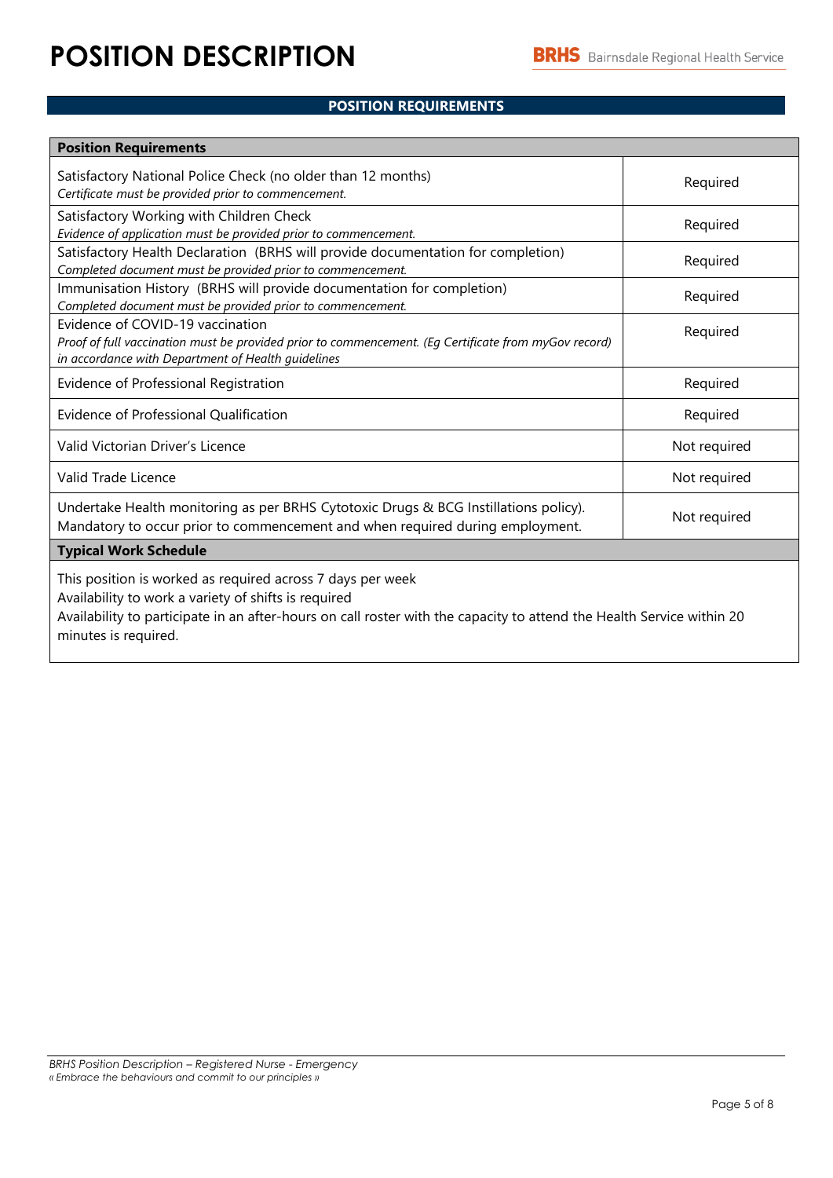# POSITION DESCRIPTION

## POSITION REQUIREMENTS

| **Position Requirements** | |
|---|---|
| Satisfactory National Police Check (no older than 12 months)<br>*Certificate must be provided prior to commencement.* | Required |
| Satisfactory Working with Children Check<br>*Evidence of application must be provided prior to commencement.* | Required |
| Satisfactory Health Declaration (BRHS will provide documentation for completion)<br>*Completed document must be provided prior to commencement.* | Required |
| Immunisation History (BRHS will provide documentation for completion)<br>*Completed document must be provided prior to commencement.* | Required |
| Evidence of COVID-19 vaccination<br>*Proof of full vaccination must be provided prior to commencement. (Eg Certificate from myGov record) in accordance with Department of Health guidelines* | Required |
| Evidence of Professional Registration | Required |
| Evidence of Professional Qualification | Required |
| Valid Victorian Driver's Licence | Not required |
| Valid Trade Licence | Not required |
| Undertake Health monitoring as per BRHS Cytotoxic Drugs & BCG Installations policy). Mandatory to occur prior to commencement and when required during employment. | Not required |

**Typical Work Schedule**

This position is worked as required across 7 days per week
Availability to work a variety of shifts is required
Availability to participate in an after-hours on call roster with the capacity to attend the Health Service within 20 minutes is required.

*BRHS Position Description – Registered Nurse - Emergency*
*« Embrace the behaviours and commit to our principles »*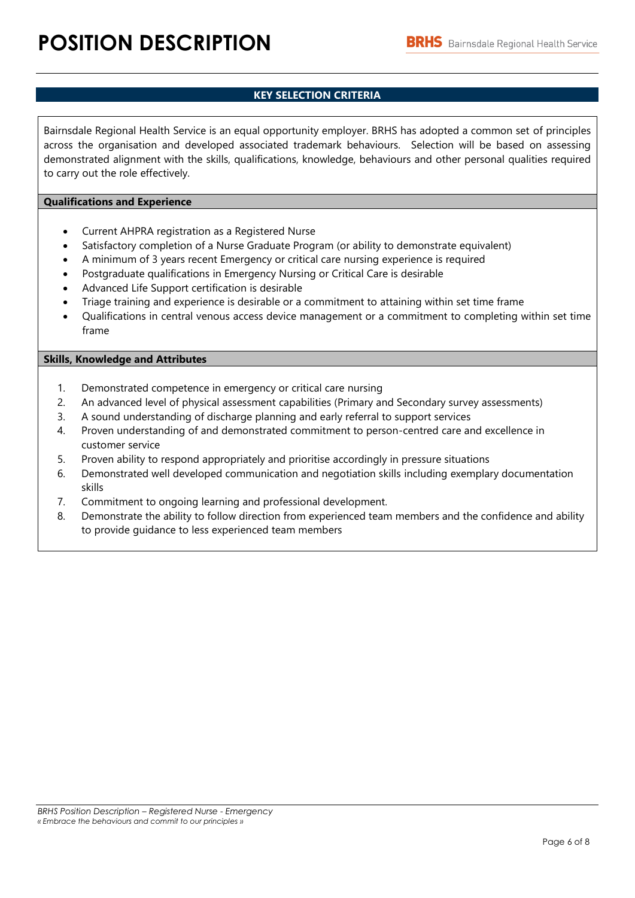## KEY SELECTION CRITERIA

Bairnsdale Regional Health Service is an equal opportunity employer. BRHS has adopted a common set of principles across the organisation and developed associated trademark behaviours. Selection will be based on assessing demonstrated alignment with the skills, qualifications, knowledge, behaviours and other personal qualities required to carry out the role effectively.

### Qualifications and Experience

- Current AHPRA registration as a Registered Nurse
- Satisfactory completion of a Nurse Graduate Program (or ability to demonstrate equivalent)
- A minimum of 3 years recent Emergency or critical care nursing experience is required
- Postgraduate qualifications in Emergency Nursing or Critical Care is desirable
- Advanced Life Support certification is desirable
- Triage training and experience is desirable or a commitment to attaining within set time frame
- Qualifications in central venous access device management or a commitment to completing within set time frame

### Skills, Knowledge and Attributes

1. Demonstrated competence in emergency or critical care nursing
2. An advanced level of physical assessment capabilities (Primary and Secondary survey assessments)
3. A sound understanding of discharge planning and early referral to support services
4. Proven understanding of and demonstrated commitment to person-centred care and excellence in customer service
5. Proven ability to respond appropriately and prioritise accordingly in pressure situations
6. Demonstrated well developed communication and negotiation skills including exemplary documentation skills
7. Commitment to ongoing learning and professional development.
8. Demonstrate the ability to follow direction from experienced team members and the confidence and ability to provide guidance to less experienced team members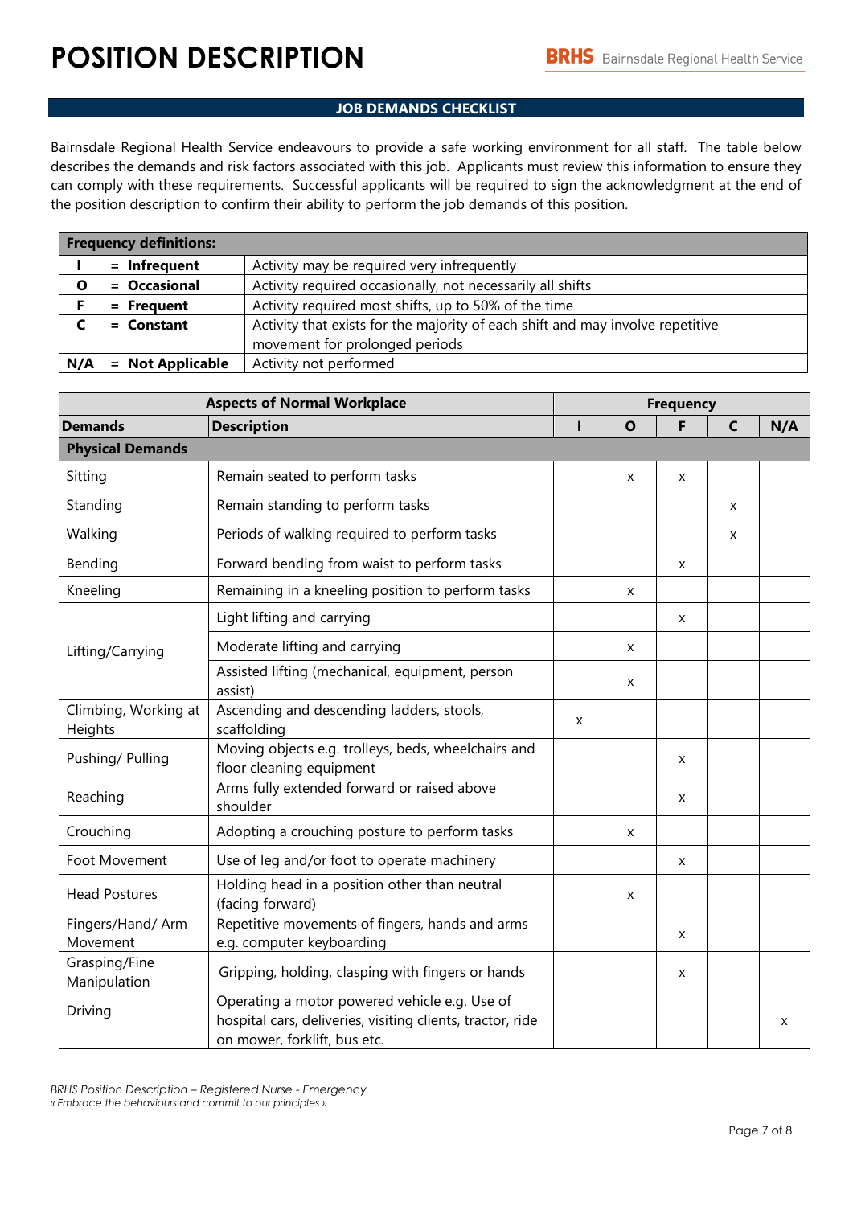# POSITION DESCRIPTION

## JOB DEMANDS CHECKLIST

Bairnsdale Regional Health Service endeavours to provide a safe working environment for all staff. The table below describes the demands and risk factors associated with this job. Applicants must review this information to ensure they can comply with these requirements. Successful applicants will be required to sign the acknowledgment at the end of the position description to confirm their ability to perform the job demands of this position.

| **Frequency definitions:** | |
|---|---|
| **I = Infrequent** | Activity may be required very infrequently |
| **O = Occasional** | Activity required occasionally, not necessarily all shifts |
| **F = Frequent** | Activity required most shifts, up to 50% of the time |
| **C = Constant** | Activity that exists for the majority of each shift and may involve repetitive movement for prolonged periods |
| **N/A = Not Applicable** | Activity not performed |

| **Aspects of Normal Workplace** | | **Frequency** | | | | |
|---|---|---|---|---|---|---|
| **Demands** | **Description** | **I** | **O** | **F** | **C** | **N/A** |
| **Physical Demands** | | | | | | |
| Sitting | Remain seated to perform tasks | | x | x | | |
| Standing | Remain standing to perform tasks | | | | x | |
| Walking | Periods of walking required to perform tasks | | | | x | |
| Bending | Forward bending from waist to perform tasks | | | x | | |
| Kneeling | Remaining in a kneeling position to perform tasks | | x | | | |
| Lifting/Carrying | Light lifting and carrying | | | x | | |
| | Moderate lifting and carrying | | x | | | |
| | Assisted lifting (mechanical, equipment, person assist) | | x | | | |
| Climbing, Working at Heights | Ascending and descending ladders, stools, scaffolding | x | | | | |
| Pushing/ Pulling | Moving objects e.g. trolleys, beds, wheelchairs and floor cleaning equipment | | | x | | |
| Reaching | Arms fully extended forward or raised above shoulder | | | x | | |
| Crouching | Adopting a crouching posture to perform tasks | | x | | | |
| Foot Movement | Use of leg and/or foot to operate machinery | | | x | | |
| Head Postures | Holding head in a position other than neutral (facing forward) | | x | | | |
| Fingers/Hand/ Arm Movement | Repetitive movements of fingers, hands and arms e.g. computer keyboarding | | | x | | |
| Grasping/Fine Manipulation | Gripping, holding, clasping with fingers or hands | | | x | | |
| Driving | Operating a motor powered vehicle e.g. Use of hospital cars, deliveries, visiting clients, tractor, ride on mower, forklift, bus etc. | | | | | x |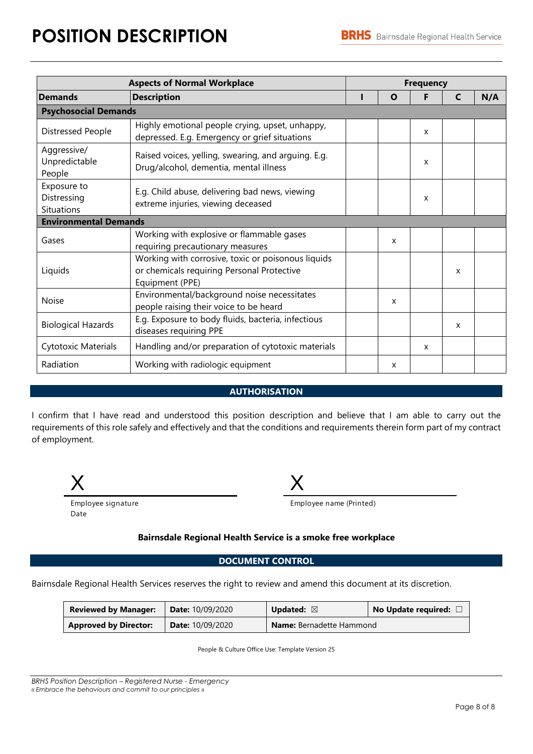| Aspects of Normal Workplace | | Frequency | | | | |
|---|---|---|---|---|---|---|
| **Demands** | **Description** | **I** | **O** | **F** | **C** | **N/A** |
| **Psychosocial Demands** | | | | | | |
| Distressed People | Highly emotional people crying, upset, unhappy, depressed. E.g. Emergency or grief situations | | | x | | |
| Aggressive/ Unpredictable People | Raised voices, yelling, swearing, and arguing. E.g. Drug/alcohol, dementia, mental illness | | | x | | |
| Exposure to Distressing Situations | E.g. Child abuse, delivering bad news, viewing extreme injuries, viewing deceased | | | x | | |
| **Environmental Demands** | | | | | | |
| Gases | Working with explosive or flammable gases requiring precautionary measures | | x | | | |
| Liquids | Working with corrosive, toxic or poisonous liquids or chemicals requiring Personal Protective Equipment (PPE) | | | | x | |
| Noise | Environmental/background noise necessitates people raising their voice to be heard | | x | | | |
| Biological Hazards | E.g. Exposure to body fluids, bacteria, infectious diseases requiring PPE | | | | x | |
| Cytotoxic Materials | Handling and/or preparation of cytotoxic materials | | | x | | |
| Radiation | Working with radiologic equipment | | x | | | |

## AUTHORISATION

I confirm that I have read and understood this position description and believe that I am able to carry out the requirements of this role safely and effectively and that the conditions and requirements therein form part of my contract of employment.

X

Employee signature
Date

X

Employee name (Printed)

**Bairnsdale Regional Health Service is a smoke free workplace**

## DOCUMENT CONTROL

Bairnsdale Regional Health Services reserves the right to review and amend this document at its discretion.

| | | | |
|---|---|---|---|
| **Reviewed by Manager:** | **Date:** 10/09/2020 | **Updated:** ☒ | **No Update required:** ☐ |
| **Approved by Director:** | **Date:** 10/09/2020 | **Name:** Bernadette Hammond | |

People & Culture Office Use: Template Version 25